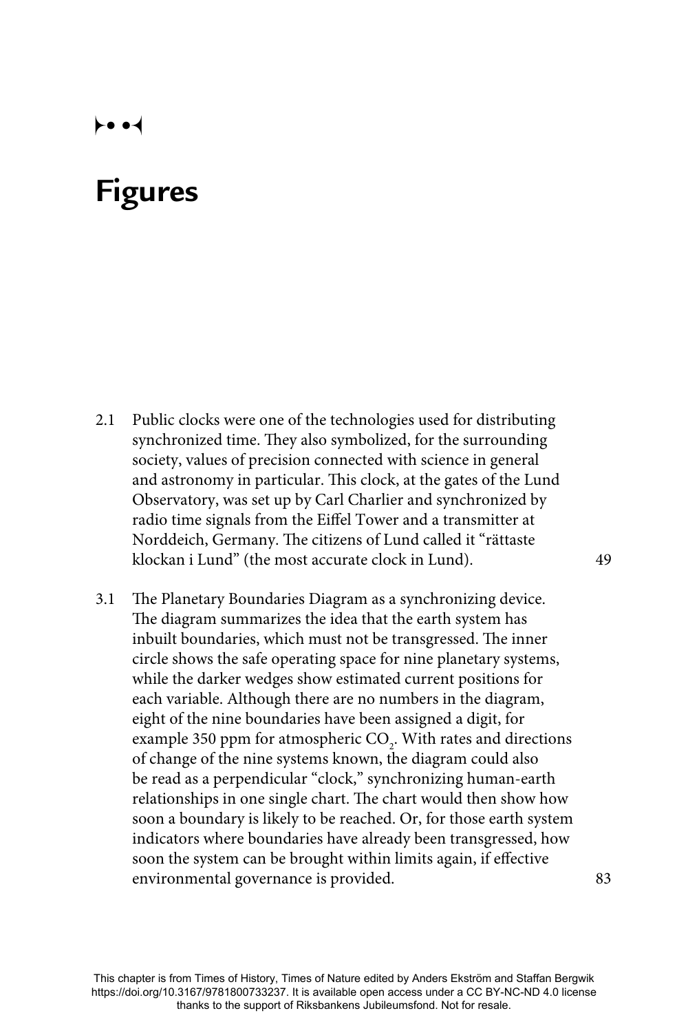# Figures

2.1 Public clocks were one of the technologies used for distributing synchronized time. They also symbolized, for the surrounding society, values of precision connected with science in general and astronomy in particular. This clock, at the gates of the Lund Observatory, was set up by Carl Charlier and synchronized by radio time signals from the Eiffel Tower and a transmitter at Norddeich, Germany. The citizens of Lund called it "rättaste klockan i Lund" (the most accurate clock in Lund). 49

3.1 The Planetary Boundaries Diagram as a synchronizing device. The diagram summarizes the idea that the earth system has inbuilt boundaries, which must not be transgressed. The inner circle shows the safe operating space for nine planetary systems, while the darker wedges show estimated current positions for each variable. Although there are no numbers in the diagram, eight of the nine boundaries have been assigned a digit, for example 350 ppm for atmospheric $CO_2$. With rates and directions of change of the nine systems known, the diagram could also be read as a perpendicular "clock," synchronizing human-earth relationships in one single chart. The chart would then show how soon a boundary is likely to be reached. Or, for those earth system indicators where boundaries have already been transgressed, how soon the system can be brought within limits again, if effective environmental governance is provided. 83

This chapter is from Times of History, Times of Nature edited by Anders Ekström and Staffan Bergwik https://doi.org/10.3167/9781800733237. It is available open access under a CC BY-NC-ND 4.0 license thanks to the support of Riksbankens Jubileumsfond. Not for resale.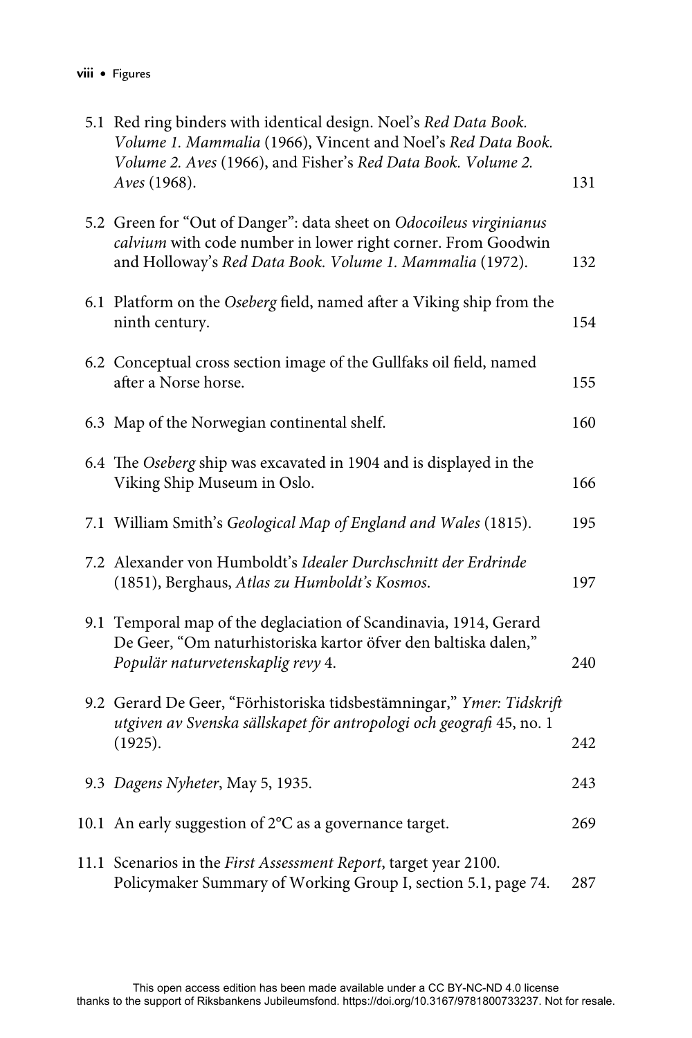| | | |
|---|---|---|
| 5.1 | Red ring binders with identical design. Noel's *Red Data Book. Volume 1. Mammalia* (1966), Vincent and Noel's *Red Data Book. Volume 2. Aves* (1966), and Fisher's *Red Data Book. Volume 2. Aves* (1968). | 131 |
| 5.2 | Green for "Out of Danger": data sheet on *Odocoileus virginianus calvium* with code number in lower right corner. From Goodwin and Holloway's *Red Data Book. Volume 1. Mammalia* (1972). | 132 |
| 6.1 | Platform on the *Oseberg* field, named after a Viking ship from the ninth century. | 154 |
| 6.2 | Conceptual cross section image of the Gullfaks oil field, named after a Norse horse. | 155 |
| 6.3 | Map of the Norwegian continental shelf. | 160 |
| 6.4 | The *Oseberg* ship was excavated in 1904 and is displayed in the Viking Ship Museum in Oslo. | 166 |
| 7.1 | William Smith's *Geological Map of England and Wales* (1815). | 195 |
| 7.2 | Alexander von Humboldt's *Idealer Durchschnitt der Erdrinde* (1851), Berghaus, *Atlas zu Humboldt's Kosmos*. | 197 |
| 9.1 | Temporal map of the deglaciation of Scandinavia, 1914, Gerard De Geer, "Om naturhistoriska kartor öfver den baltiska dalen," *Populär naturvetenskaplig revy* 4. | 240 |
| 9.2 | Gerard De Geer, "Förhistoriska tidsbestämningar," *Ymer: Tidskrift utgiven av Svenska sällskapet för antropologi och geografi* 45, no. 1 (1925). | 242 |
| 9.3 | *Dagens Nyheter*, May 5, 1935. | 243 |
| 10.1 | An early suggestion of 2°C as a governance target. | 269 |
| 11.1 | Scenarios in the *First Assessment Report*, target year 2100. Policymaker Summary of Working Group I, section 5.1, page 74. | 287 |

This open access edition has been made available under a CC BY-NC-ND 4.0 license thanks to the support of Riksbankens Jubileumsfond. https://doi.org/10.3167/9781800733237. Not for resale.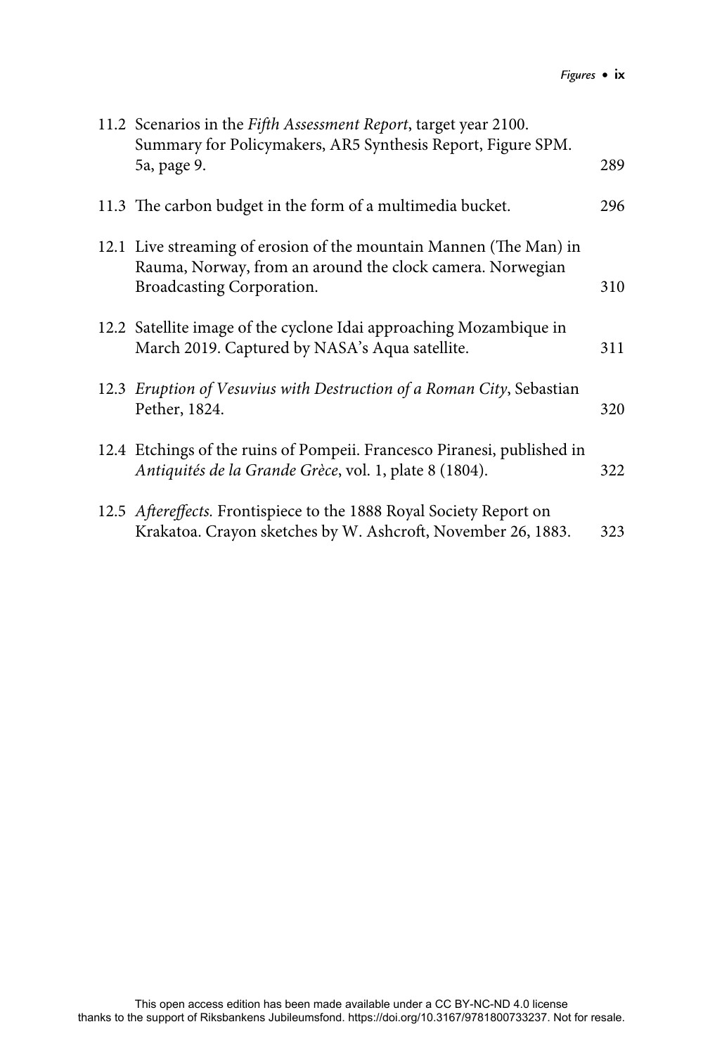11.2 Scenarios in the *Fifth Assessment Report*, target year 2100. Summary for Policymakers, AR5 Synthesis Report, Figure SPM. 5a, page 9. 289

11.3 The carbon budget in the form of a multimedia bucket. 296

12.1 Live streaming of erosion of the mountain Mannen (The Man) in Rauma, Norway, from an around the clock camera. Norwegian Broadcasting Corporation. 310

12.2 Satellite image of the cyclone Idai approaching Mozambique in March 2019. Captured by NASA's Aqua satellite. 311

12.3 *Eruption of Vesuvius with Destruction of a Roman City*, Sebastian Pether, 1824. 320

12.4 Etchings of the ruins of Pompeii. Francesco Piranesi, published in *Antiquités de la Grande Grèce*, vol. 1, plate 8 (1804). 322

12.5 *Aftereffects.* Frontispiece to the 1888 Royal Society Report on Krakatoa. Crayon sketches by W. Ashcroft, November 26, 1883. 323

This open access edition has been made available under a CC BY-NC-ND 4.0 license thanks to the support of Riksbankens Jubileumsfond. https://doi.org/10.3167/9781800733237. Not for resale.